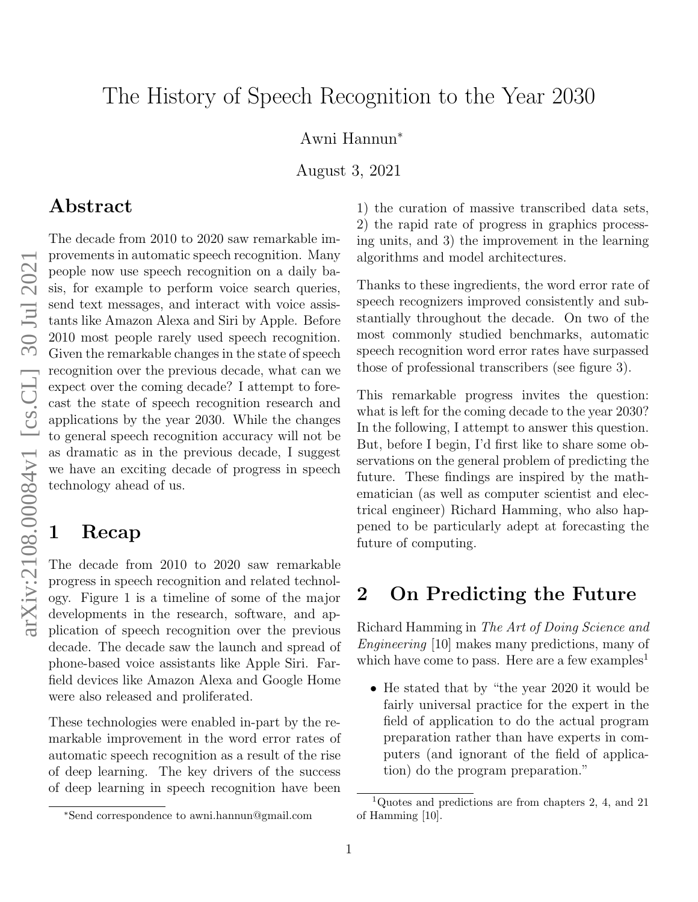# The History of Speech Recognition to the Year 2030

Awni Hannun*

August 3, 2021

## Abstract

The decade from 2010 to 2020 saw remarkable improvements in automatic speech recognition. Many people now use speech recognition on a daily basis, for example to perform voice search queries, send text messages, and interact with voice assistants like Amazon Alexa and Siri by Apple. Before 2010 most people rarely used speech recognition. Given the remarkable changes in the state of speech recognition over the previous decade, what can we expect over the coming decade? I attempt to forecast the state of speech recognition research and applications by the year 2030. While the changes to general speech recognition accuracy will not be as dramatic as in the previous decade, I suggest we have an exciting decade of progress in speech technology ahead of us.

## 1 Recap

The decade from 2010 to 2020 saw remarkable progress in speech recognition and related technology. Figure 1 is a timeline of some of the major developments in the research, software, and application of speech recognition over the previous decade. The decade saw the launch and spread of phone-based voice assistants like Apple Siri. Far-field devices like Amazon Alexa and Google Home were also released and proliferated.

These technologies were enabled in-part by the remarkable improvement in the word error rates of automatic speech recognition as a result of the rise of deep learning. The key drivers of the success of deep learning in speech recognition have been 1) the curation of massive transcribed data sets, 2) the rapid rate of progress in graphics processing units, and 3) the improvement in the learning algorithms and model architectures.

Thanks to these ingredients, the word error rate of speech recognizers improved consistently and substantially throughout the decade. On two of the most commonly studied benchmarks, automatic speech recognition word error rates have surpassed those of professional transcribers (see figure 3).

This remarkable progress invites the question: what is left for the coming decade to the year 2030? In the following, I attempt to answer this question. But, before I begin, I'd first like to share some observations on the general problem of predicting the future. These findings are inspired by the mathematician (as well as computer scientist and electrical engineer) Richard Hamming, who also happened to be particularly adept at forecasting the future of computing.

## 2 On Predicting the Future

Richard Hamming in *The Art of Doing Science and Engineering* [10] makes many predictions, many of which have come to pass. Here are a few examples[1]

- He stated that by "the year 2020 it would be fairly universal practice for the expert in the field of application to do the actual program preparation rather than have experts in computers (and ignorant of the field of application) do the program preparation."

*Send correspondence to awni.hannun@gmail.com

[1] Quotes and predictions are from chapters 2, 4, and 21 of Hamming [10].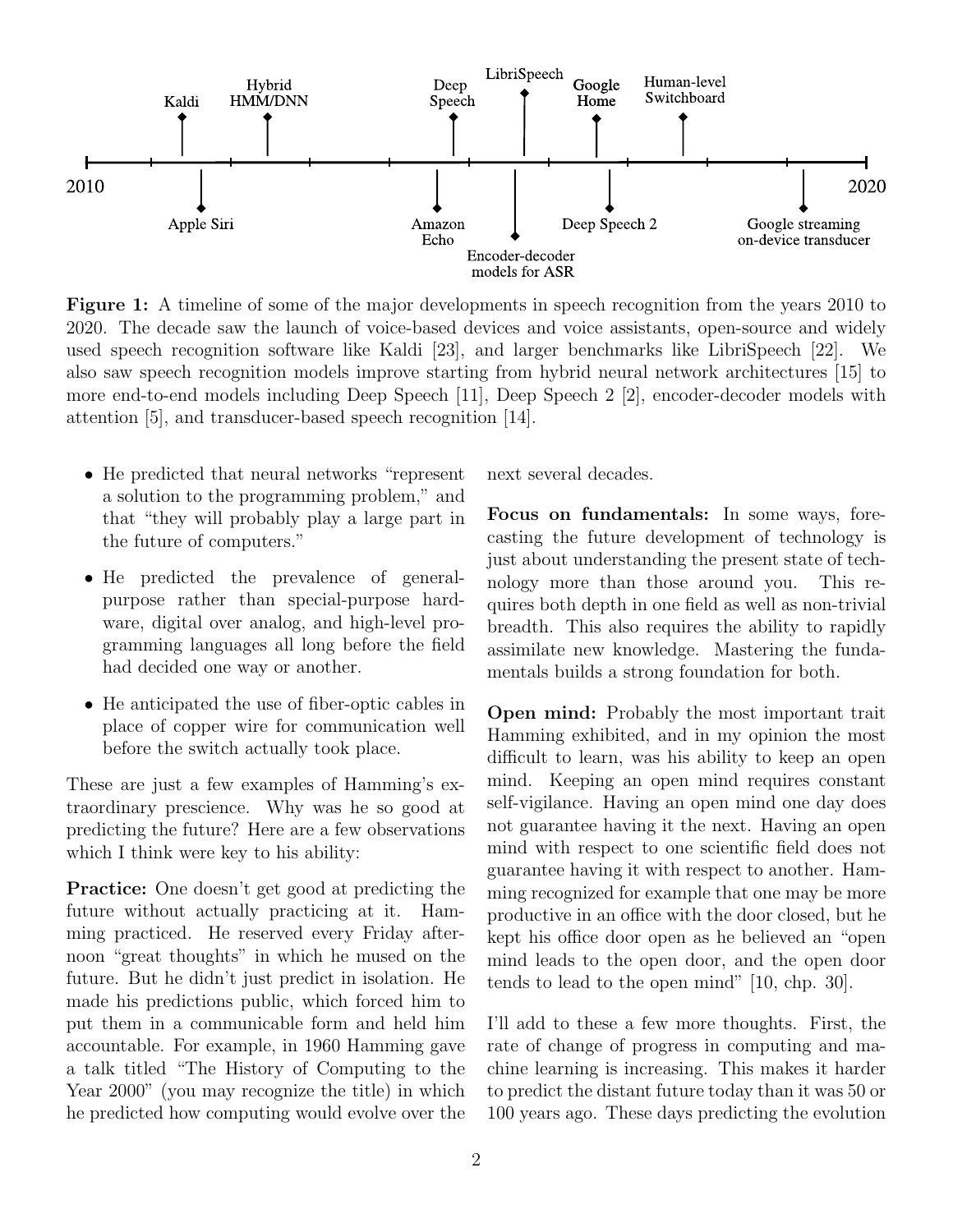**Figure 1:** A timeline of some of the major developments in speech recognition from the years 2010 to 2020. The decade saw the launch of voice-based devices and voice assistants, open-source and widely used speech recognition software like Kaldi [23], and larger benchmarks like LibriSpeech [22]. We also saw speech recognition models improve starting from hybrid neural network architectures [15] to more end-to-end models including Deep Speech [11], Deep Speech 2 [2], encoder-decoder models with attention [5], and transducer-based speech recognition [14].

- He predicted that neural networks "represent a solution to the programming problem," and that "they will probably play a large part in the future of computers."
- He predicted the prevalence of general-purpose rather than special-purpose hardware, digital over analog, and high-level programming languages all long before the field had decided one way or another.
- He anticipated the use of fiber-optic cables in place of copper wire for communication well before the switch actually took place.

These are just a few examples of Hamming's extraordinary prescience. Why was he so good at predicting the future? Here are a few observations which I think were key to his ability:

**Practice:** One doesn't get good at predicting the future without actually practicing at it. Hamming practiced. He reserved every Friday afternoon "great thoughts" in which he mused on the future. But he didn't just predict in isolation. He made his predictions public, which forced him to put them in a communicable form and held him accountable. For example, in 1960 Hamming gave a talk titled "The History of Computing to the Year 2000" (you may recognize the title) in which he predicted how computing would evolve over the next several decades.

**Focus on fundamentals:** In some ways, forecasting the future development of technology is just about understanding the present state of technology more than those around you. This requires both depth in one field as well as non-trivial breadth. This also requires the ability to rapidly assimilate new knowledge. Mastering the fundamentals builds a strong foundation for both.

**Open mind:** Probably the most important trait Hamming exhibited, and in my opinion the most difficult to learn, was his ability to keep an open mind. Keeping an open mind requires constant self-vigilance. Having an open mind one day does not guarantee having it the next. Having an open mind with respect to one scientific field does not guarantee having it with respect to another. Hamming recognized for example that one may be more productive in an office with the door closed, but he kept his office door open as he believed an "open mind leads to the open door, and the open door tends to lead to the open mind" [10, chp. 30].

I'll add to these a few more thoughts. First, the rate of change of progress in computing and machine learning is increasing. This makes it harder to predict the distant future today than it was 50 or 100 years ago. These days predicting the evolution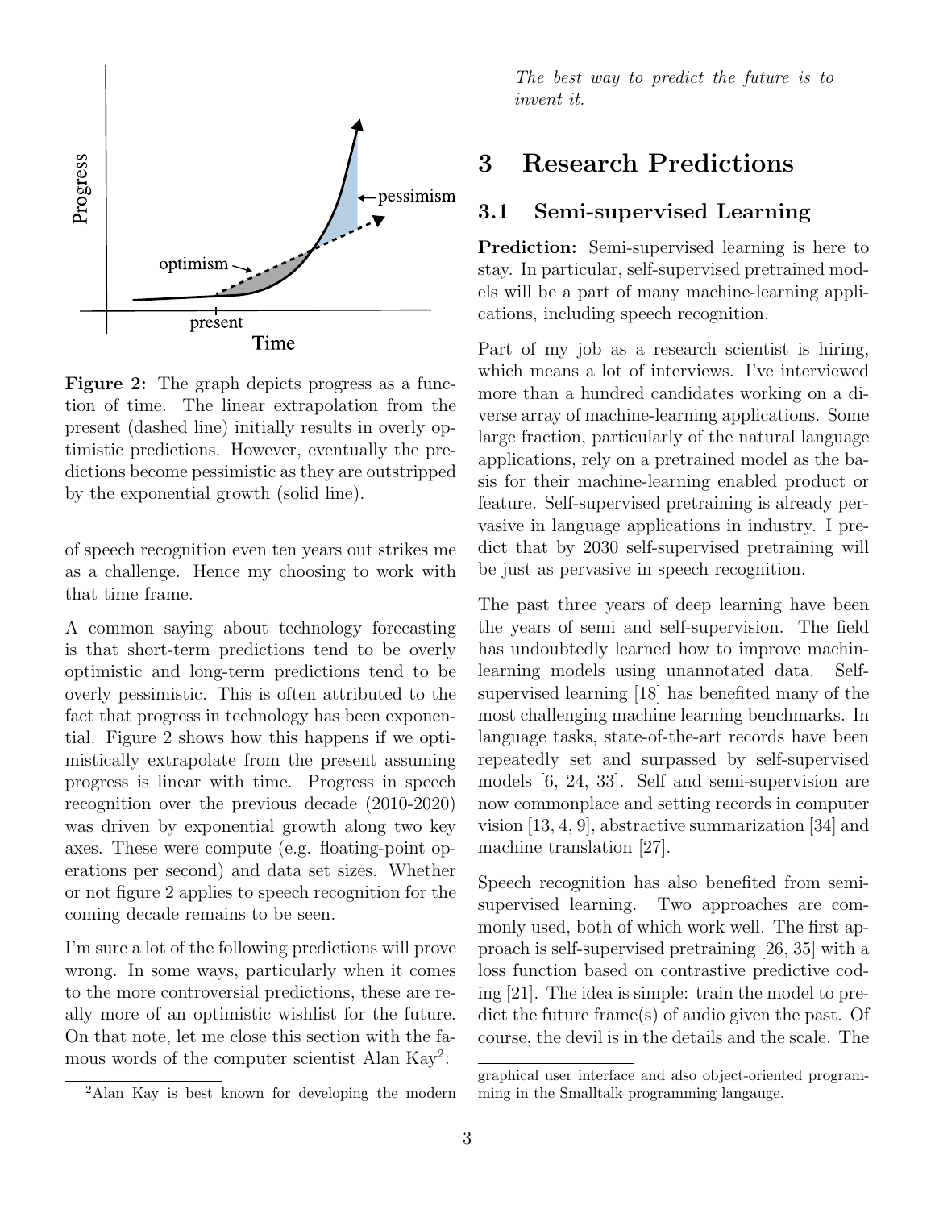**Figure 2:** The graph depicts progress as a function of time. The linear extrapolation from the present (dashed line) initially results in overly optimistic predictions. However, eventually the predictions become pessimistic as they are outstripped by the exponential growth (solid line).

of speech recognition even ten years out strikes me as a challenge. Hence my choosing to work with that time frame.

A common saying about technology forecasting is that short-term predictions tend to be overly optimistic and long-term predictions tend to be overly pessimistic. This is often attributed to the fact that progress in technology has been exponential. Figure 2 shows how this happens if we optimistically extrapolate from the present assuming progress is linear with time. Progress in speech recognition over the previous decade (2010-2020) was driven by exponential growth along two key axes. These were compute (e.g. floating-point operations per second) and data set sizes. Whether or not figure 2 applies to speech recognition for the coming decade remains to be seen.

I'm sure a lot of the following predictions will prove wrong. In some ways, particularly when it comes to the more controversial predictions, these are really more of an optimistic wishlist for the future. On that note, let me close this section with the famous words of the computer scientist Alan Kay[2]:

> *The best way to predict the future is to invent it.*

# 3 Research Predictions

## 3.1 Semi-supervised Learning

**Prediction:** Semi-supervised learning is here to stay. In particular, self-supervised pretrained models will be a part of many machine-learning applications, including speech recognition.

Part of my job as a research scientist is hiring, which means a lot of interviews. I've interviewed more than a hundred candidates working on a diverse array of machine-learning applications. Some large fraction, particularly of the natural language applications, rely on a pretrained model as the basis for their machine-learning enabled product or feature. Self-supervised pretraining is already pervasive in language applications in industry. I predict that by 2030 self-supervised pretraining will be just as pervasive in speech recognition.

The past three years of deep learning have been the years of semi and self-supervision. The field has undoubtedly learned how to improve machinlearning models using unannotated data. Self-supervised learning [18] has benefited many of the most challenging machine learning benchmarks. In language tasks, state-of-the-art records have been repeatedly set and surpassed by self-supervised models [6, 24, 33]. Self and semi-supervision are now commonplace and setting records in computer vision [13, 4, 9], abstractive summarization [34] and machine translation [27].

Speech recognition has also benefited from semi-supervised learning. Two approaches are commonly used, both of which work well. The first approach is self-supervised pretraining [26, 35] with a loss function based on contrastive predictive coding [21]. The idea is simple: train the model to predict the future frame(s) of audio given the past. Of course, the devil is in the details and the scale. The

[2] Alan Kay is best known for developing the modern graphical user interface and also object-oriented programming in the Smalltalk programming langauge.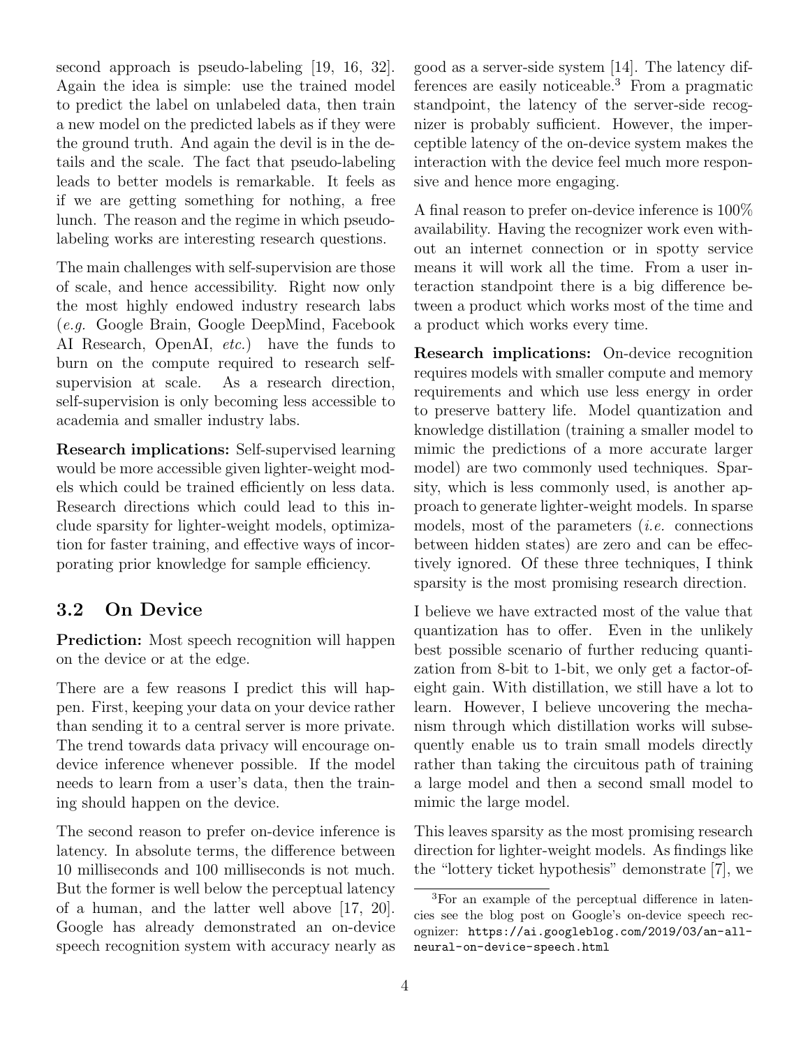second approach is pseudo-labeling [19, 16, 32]. Again the idea is simple: use the trained model to predict the label on unlabeled data, then train a new model on the predicted labels as if they were the ground truth. And again the devil is in the details and the scale. The fact that pseudo-labeling leads to better models is remarkable. It feels as if we are getting something for nothing, a free lunch. The reason and the regime in which pseudo-labeling works are interesting research questions.

The main challenges with self-supervision are those of scale, and hence accessibility. Right now only the most highly endowed industry research labs (*e.g.* Google Brain, Google DeepMind, Facebook AI Research, OpenAI, *etc.*) have the funds to burn on the compute required to research self-supervision at scale. As a research direction, self-supervision is only becoming less accessible to academia and smaller industry labs.

**Research implications:** Self-supervised learning would be more accessible given lighter-weight models which could be trained efficiently on less data. Research directions which could lead to this include sparsity for lighter-weight models, optimization for faster training, and effective ways of incorporating prior knowledge for sample efficiency.

## 3.2 On Device

**Prediction:** Most speech recognition will happen on the device or at the edge.

There are a few reasons I predict this will happen. First, keeping your data on your device rather than sending it to a central server is more private. The trend towards data privacy will encourage on-device inference whenever possible. If the model needs to learn from a user's data, then the training should happen on the device.

The second reason to prefer on-device inference is latency. In absolute terms, the difference between 10 milliseconds and 100 milliseconds is not much. But the former is well below the perceptual latency of a human, and the latter well above [17, 20]. Google has already demonstrated an on-device speech recognition system with accuracy nearly as good as a server-side system [14]. The latency differences are easily noticeable.[3] From a pragmatic standpoint, the latency of the server-side recognizer is probably sufficient. However, the imperceptible latency of the on-device system makes the interaction with the device feel much more responsive and hence more engaging.

A final reason to prefer on-device inference is 100% availability. Having the recognizer work even without an internet connection or in spotty service means it will work all the time. From a user interaction standpoint there is a big difference between a product which works most of the time and a product which works every time.

**Research implications:** On-device recognition requires models with smaller compute and memory requirements and which use less energy in order to preserve battery life. Model quantization and knowledge distillation (training a smaller model to mimic the predictions of a more accurate larger model) are two commonly used techniques. Sparsity, which is less commonly used, is another approach to generate lighter-weight models. In sparse models, most of the parameters (*i.e.* connections between hidden states) are zero and can be effectively ignored. Of these three techniques, I think sparsity is the most promising research direction.

I believe we have extracted most of the value that quantization has to offer. Even in the unlikely best possible scenario of further reducing quantization from 8-bit to 1-bit, we only get a factor-of-eight gain. With distillation, we still have a lot to learn. However, I believe uncovering the mechanism through which distillation works will subsequently enable us to train small models directly rather than taking the circuitous path of training a large model and then a second small model to mimic the large model.

This leaves sparsity as the most promising research direction for lighter-weight models. As findings like the "lottery ticket hypothesis" demonstrate [7], we

[3] For an example of the perceptual difference in latencies see the blog post on Google's on-device speech recognizer: `https://ai.googleblog.com/2019/03/an-all-neural-on-device-speech.html`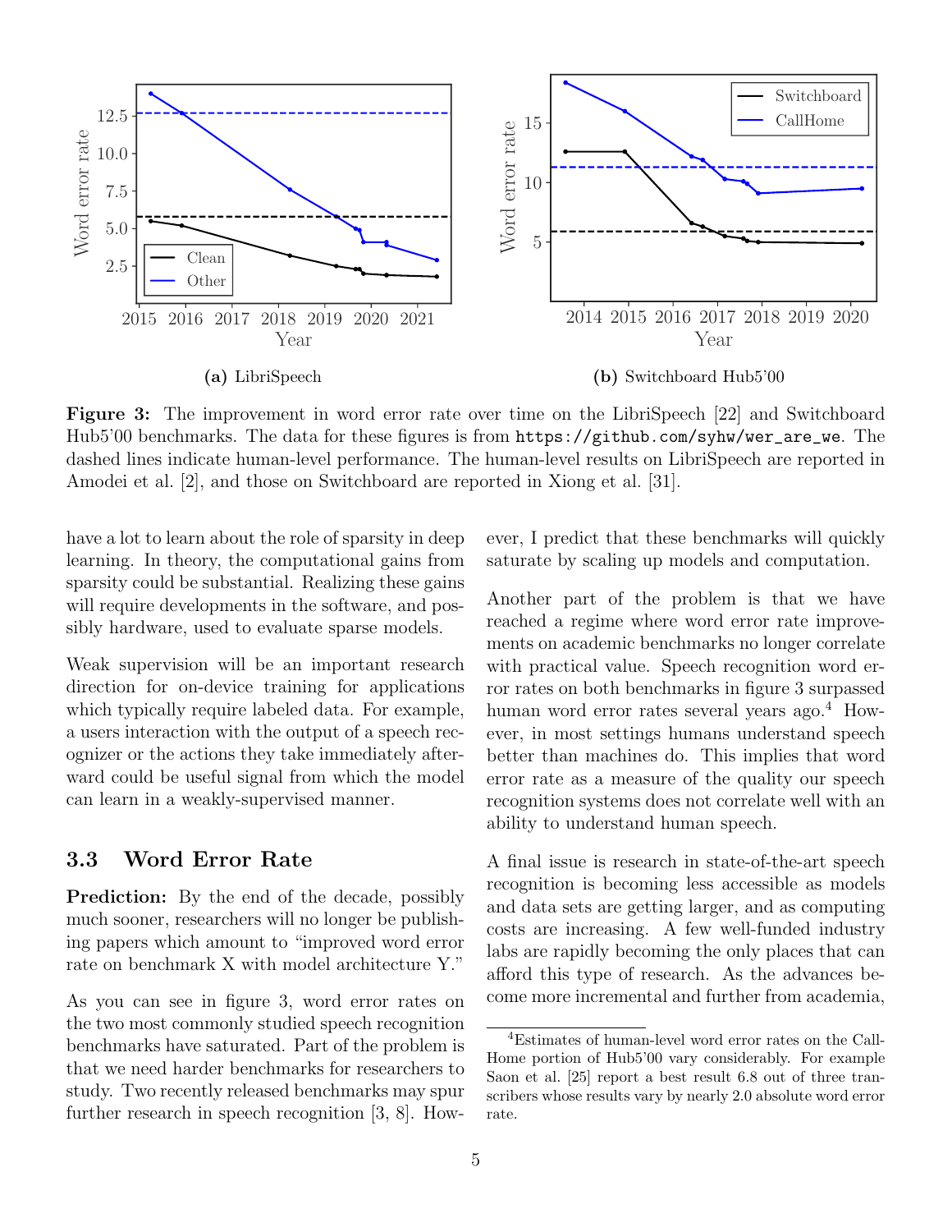(a) LibriSpeech

(b) Switchboard Hub5'00

**Figure 3:** The improvement in word error rate over time on the LibriSpeech [22] and Switchboard Hub5'00 benchmarks. The data for these figures is from `https://github.com/syhw/wer_are_we`. The dashed lines indicate human-level performance. The human-level results on LibriSpeech are reported in Amodei et al. [2], and those on Switchboard are reported in Xiong et al. [31].

have a lot to learn about the role of sparsity in deep learning. In theory, the computational gains from sparsity could be substantial. Realizing these gains will require developments in the software, and possibly hardware, used to evaluate sparse models.

Weak supervision will be an important research direction for on-device training for applications which typically require labeled data. For example, a users interaction with the output of a speech recognizer or the actions they take immediately afterward could be useful signal from which the model can learn in a weakly-supervised manner.

### 3.3 Word Error Rate

**Prediction:** By the end of the decade, possibly much sooner, researchers will no longer be publishing papers which amount to "improved word error rate on benchmark X with model architecture Y."

As you can see in figure 3, word error rates on the two most commonly studied speech recognition benchmarks have saturated. Part of the problem is that we need harder benchmarks for researchers to study. Two recently released benchmarks may spur further research in speech recognition [3, 8]. However, I predict that these benchmarks will quickly saturate by scaling up models and computation.

Another part of the problem is that we have reached a regime where word error rate improvements on academic benchmarks no longer correlate with practical value. Speech recognition word error rates on both benchmarks in figure 3 surpassed human word error rates several years ago.[4] However, in most settings humans understand speech better than machines do. This implies that word error rate as a measure of the quality our speech recognition systems does not correlate well with an ability to understand human speech.

A final issue is research in state-of-the-art speech recognition is becoming less accessible as models and data sets are getting larger, and as computing costs are increasing. A few well-funded industry labs are rapidly becoming the only places that can afford this type of research. As the advances become more incremental and further from academia,

[4] Estimates of human-level word error rates on the CallHome portion of Hub5'00 vary considerably. For example Saon et al. [25] report a best result 6.8 out of three transcribers whose results vary by nearly 2.0 absolute word error rate.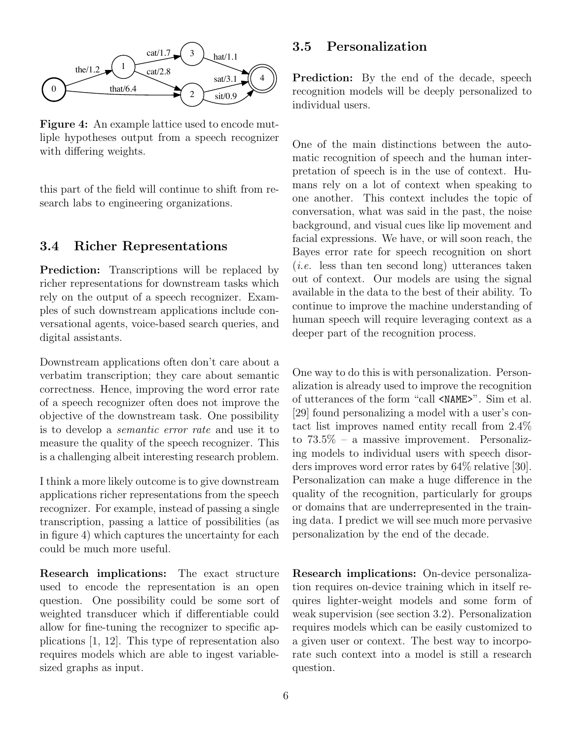Figure 4: An example lattice used to encode mutliple hypotheses output from a speech recognizer with differing weights.

this part of the field will continue to shift from research labs to engineering organizations.

### 3.4 Richer Representations

**Prediction:** Transcriptions will be replaced by richer representations for downstream tasks which rely on the output of a speech recognizer. Examples of such downstream applications include conversational agents, voice-based search queries, and digital assistants.

Downstream applications often don't care about a verbatim transcription; they care about semantic correctness. Hence, improving the word error rate of a speech recognizer often does not improve the objective of the downstream task. One possibility is to develop a *semantic error rate* and use it to measure the quality of the speech recognizer. This is a challenging albeit interesting research problem.

I think a more likely outcome is to give downstream applications richer representations from the speech recognizer. For example, instead of passing a single transcription, passing a lattice of possibilities (as in figure 4) which captures the uncertainty for each could be much more useful.

**Research implications:** The exact structure used to encode the representation is an open question. One possibility could be some sort of weighted transducer which if differentiable could allow for fine-tuning the recognizer to specific applications [1, 12]. This type of representation also requires models which are able to ingest variable-sized graphs as input.

### 3.5 Personalization

**Prediction:** By the end of the decade, speech recognition models will be deeply personalized to individual users.

One of the main distinctions between the automatic recognition of speech and the human interpretation of speech is in the use of context. Humans rely on a lot of context when speaking to one another. This context includes the topic of conversation, what was said in the past, the noise background, and visual cues like lip movement and facial expressions. We have, or will soon reach, the Bayes error rate for speech recognition on short (*i.e.* less than ten second long) utterances taken out of context. Our models are using the signal available in the data to the best of their ability. To continue to improve the machine understanding of human speech will require leveraging context as a deeper part of the recognition process.

One way to do this is with personalization. Personalization is already used to improve the recognition of utterances of the form "call `<NAME>`". Sim et al. [29] found personalizing a model with a user's contact list improves named entity recall from 2.4% to 73.5% – a massive improvement. Personalizing models to individual users with speech disorders improves word error rates by 64% relative [30]. Personalization can make a huge difference in the quality of the recognition, particularly for groups or domains that are underrepresented in the training data. I predict we will see much more pervasive personalization by the end of the decade.

**Research implications:** On-device personalization requires on-device training which in itself requires lighter-weight models and some form of weak supervision (see section 3.2). Personalization requires models which can be easily customized to a given user or context. The best way to incorporate such context into a model is still a research question.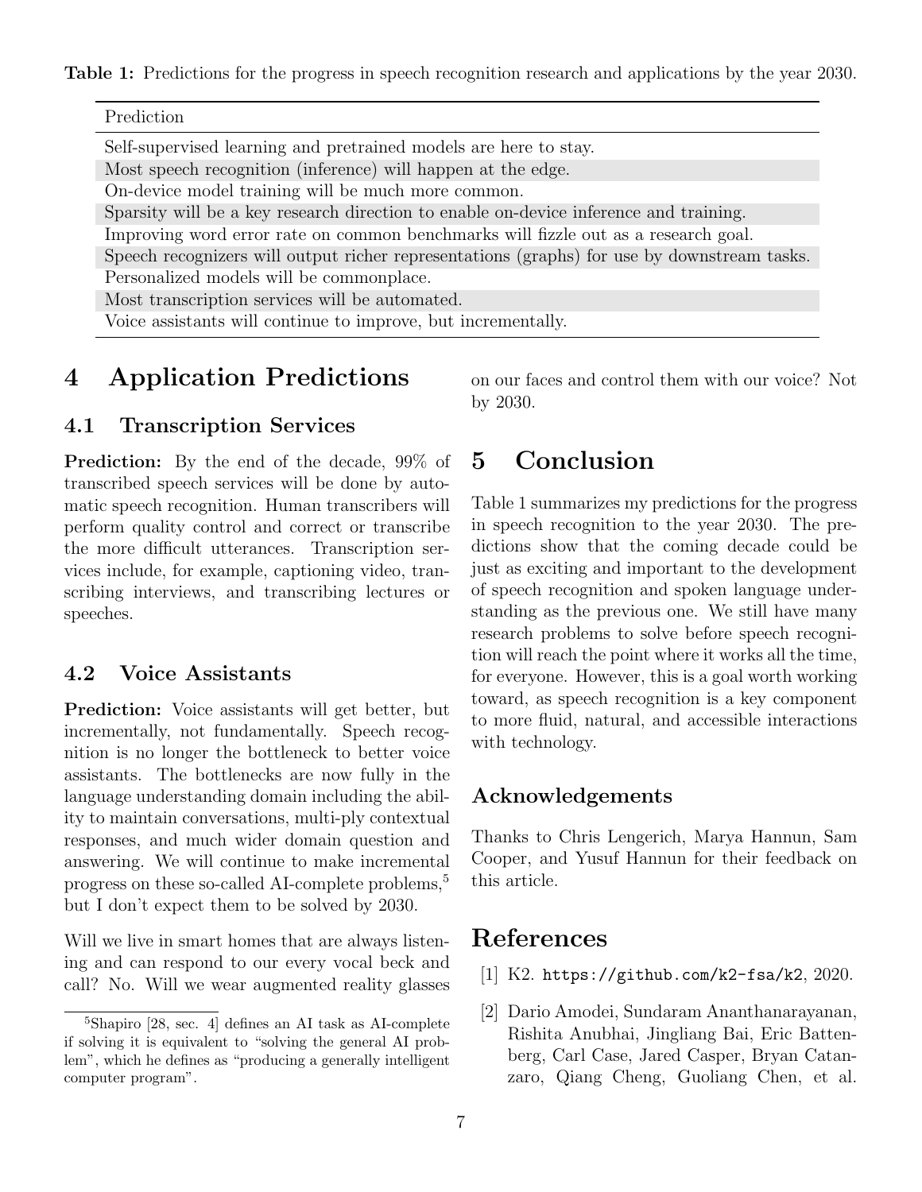**Table 1:** Predictions for the progress in speech recognition research and applications by the year 2030.

| Prediction |
|---|
| Self-supervised learning and pretrained models are here to stay. |
| Most speech recognition (inference) will happen at the edge. |
| On-device model training will be much more common. |
| Sparsity will be a key research direction to enable on-device inference and training. |
| Improving word error rate on common benchmarks will fizzle out as a research goal. |
| Speech recognizers will output richer representations (graphs) for use by downstream tasks. |
| Personalized models will be commonplace. |
| Most transcription services will be automated. |
| Voice assistants will continue to improve, but incrementally. |

# 4 Application Predictions

## 4.1 Transcription Services

**Prediction:** By the end of the decade, 99% of transcribed speech services will be done by automatic speech recognition. Human transcribers will perform quality control and correct or transcribe the more difficult utterances. Transcription services include, for example, captioning video, transcribing interviews, and transcribing lectures or speeches.

## 4.2 Voice Assistants

**Prediction:** Voice assistants will get better, but incrementally, not fundamentally. Speech recognition is no longer the bottleneck to better voice assistants. The bottlenecks are now fully in the language understanding domain including the ability to maintain conversations, multi-ply contextual responses, and much wider domain question and answering. We will continue to make incremental progress on these so-called AI-complete problems,[5] but I don't expect them to be solved by 2030.

Will we live in smart homes that are always listening and can respond to our every vocal beck and call? No. Will we wear augmented reality glasses on our faces and control them with our voice? Not by 2030.

[5] Shapiro [28, sec. 4] defines an AI task as AI-complete if solving it is equivalent to "solving the general AI problem", which he defines as "producing a generally intelligent computer program".

# 5 Conclusion

Table 1 summarizes my predictions for the progress in speech recognition to the year 2030. The predictions show that the coming decade could be just as exciting and important to the development of speech recognition and spoken language understanding as the previous one. We still have many research problems to solve before speech recognition will reach the point where it works all the time, for everyone. However, this is a goal worth working toward, as speech recognition is a key component to more fluid, natural, and accessible interactions with technology.

## Acknowledgements

Thanks to Chris Lengerich, Marya Hannun, Sam Cooper, and Yusuf Hannun for their feedback on this article.

# References

[1] K2. `https://github.com/k2-fsa/k2`, 2020.

[2] Dario Amodei, Sundaram Ananthanarayanan, Rishita Anubhai, Jingliang Bai, Eric Battenberg, Carl Case, Jared Casper, Bryan Catanzaro, Qiang Cheng, Guoliang Chen, et al.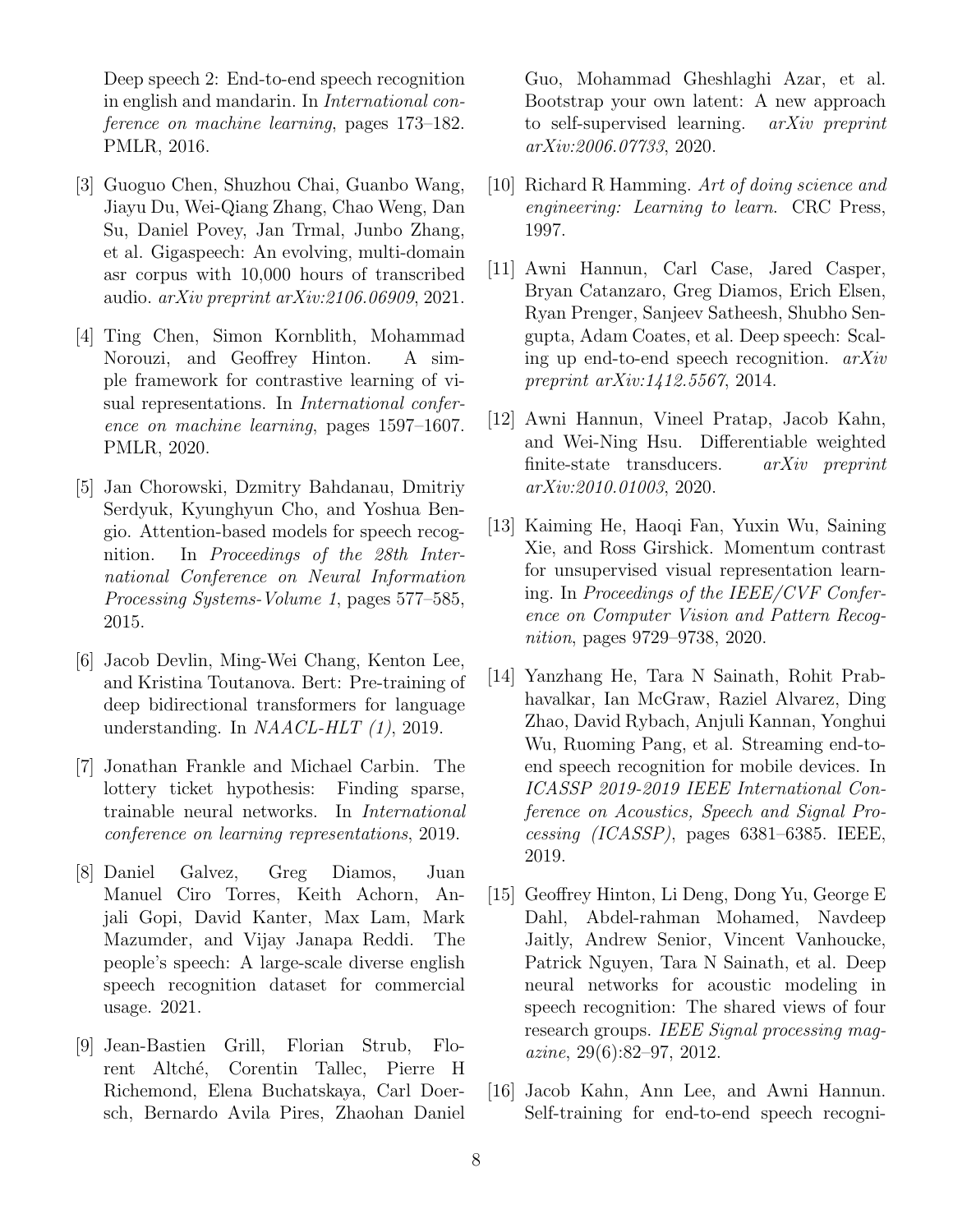Deep speech 2: End-to-end speech recognition in english and mandarin. In *International conference on machine learning*, pages 173–182. PMLR, 2016.

[3] Guoguo Chen, Shuzhou Chai, Guanbo Wang, Jiayu Du, Wei-Qiang Zhang, Chao Weng, Dan Su, Daniel Povey, Jan Trmal, Junbo Zhang, et al. Gigaspeech: An evolving, multi-domain asr corpus with 10,000 hours of transcribed audio. *arXiv preprint arXiv:2106.06909*, 2021.

[4] Ting Chen, Simon Kornblith, Mohammad Norouzi, and Geoffrey Hinton. A simple framework for contrastive learning of visual representations. In *International conference on machine learning*, pages 1597–1607. PMLR, 2020.

[5] Jan Chorowski, Dzmitry Bahdanau, Dmitriy Serdyuk, Kyunghyun Cho, and Yoshua Bengio. Attention-based models for speech recognition. In *Proceedings of the 28th International Conference on Neural Information Processing Systems-Volume 1*, pages 577–585, 2015.

[6] Jacob Devlin, Ming-Wei Chang, Kenton Lee, and Kristina Toutanova. Bert: Pre-training of deep bidirectional transformers for language understanding. In *NAACL-HLT (1)*, 2019.

[7] Jonathan Frankle and Michael Carbin. The lottery ticket hypothesis: Finding sparse, trainable neural networks. In *International conference on learning representations*, 2019.

[8] Daniel Galvez, Greg Diamos, Juan Manuel Ciro Torres, Keith Achorn, Anjali Gopi, David Kanter, Max Lam, Mark Mazumder, and Vijay Janapa Reddi. The people's speech: A large-scale diverse english speech recognition dataset for commercial usage. 2021.

[9] Jean-Bastien Grill, Florian Strub, Florent Altché, Corentin Tallec, Pierre H Richemond, Elena Buchatskaya, Carl Doersch, Bernardo Avila Pires, Zhaohan Daniel Guo, Mohammad Gheshlaghi Azar, et al. Bootstrap your own latent: A new approach to self-supervised learning. *arXiv preprint arXiv:2006.07733*, 2020.

[10] Richard R Hamming. *Art of doing science and engineering: Learning to learn*. CRC Press, 1997.

[11] Awni Hannun, Carl Case, Jared Casper, Bryan Catanzaro, Greg Diamos, Erich Elsen, Ryan Prenger, Sanjeev Satheesh, Shubho Sengupta, Adam Coates, et al. Deep speech: Scaling up end-to-end speech recognition. *arXiv preprint arXiv:1412.5567*, 2014.

[12] Awni Hannun, Vineel Pratap, Jacob Kahn, and Wei-Ning Hsu. Differentiable weighted finite-state transducers. *arXiv preprint arXiv:2010.01003*, 2020.

[13] Kaiming He, Haoqi Fan, Yuxin Wu, Saining Xie, and Ross Girshick. Momentum contrast for unsupervised visual representation learning. In *Proceedings of the IEEE/CVF Conference on Computer Vision and Pattern Recognition*, pages 9729–9738, 2020.

[14] Yanzhang He, Tara N Sainath, Rohit Prabhavalkar, Ian McGraw, Raziel Alvarez, Ding Zhao, David Rybach, Anjuli Kannan, Yonghui Wu, Ruoming Pang, et al. Streaming end-to-end speech recognition for mobile devices. In *ICASSP 2019-2019 IEEE International Conference on Acoustics, Speech and Signal Processing (ICASSP)*, pages 6381–6385. IEEE, 2019.

[15] Geoffrey Hinton, Li Deng, Dong Yu, George E Dahl, Abdel-rahman Mohamed, Navdeep Jaitly, Andrew Senior, Vincent Vanhoucke, Patrick Nguyen, Tara N Sainath, et al. Deep neural networks for acoustic modeling in speech recognition: The shared views of four research groups. *IEEE Signal processing magazine*, 29(6):82–97, 2012.

[16] Jacob Kahn, Ann Lee, and Awni Hannun. Self-training for end-to-end speech recogni-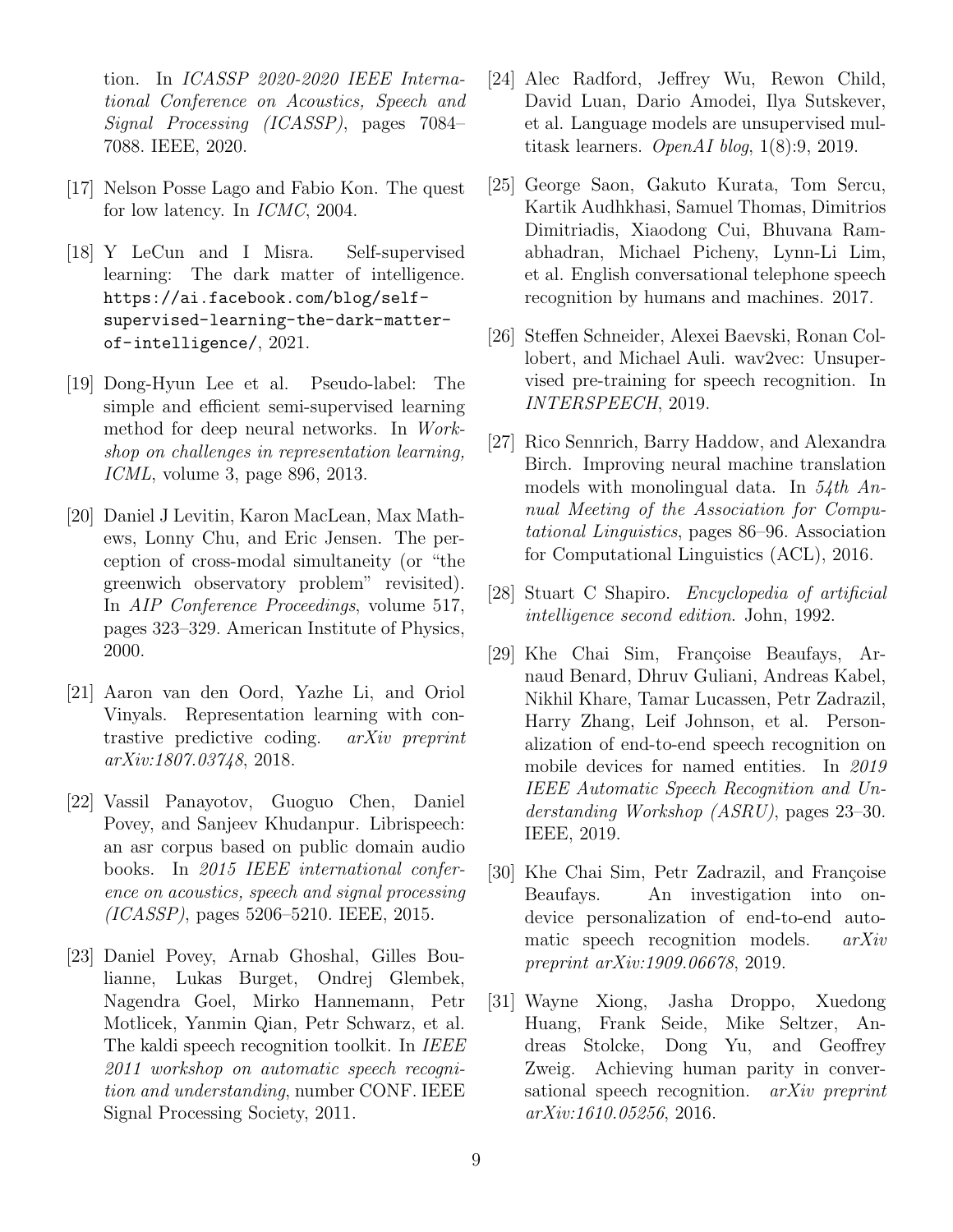tion. In *ICASSP 2020-2020 IEEE International Conference on Acoustics, Speech and Signal Processing (ICASSP)*, pages 7084–7088. IEEE, 2020.

[17] Nelson Posse Lago and Fabio Kon. The quest for low latency. In *ICMC*, 2004.

[18] Y LeCun and I Misra. Self-supervised learning: The dark matter of intelligence. `https://ai.facebook.com/blog/self-supervised-learning-the-dark-matter-of-intelligence/`, 2021.

[19] Dong-Hyun Lee et al. Pseudo-label: The simple and efficient semi-supervised learning method for deep neural networks. In *Workshop on challenges in representation learning, ICML*, volume 3, page 896, 2013.

[20] Daniel J Levitin, Karon MacLean, Max Mathews, Lonny Chu, and Eric Jensen. The perception of cross-modal simultaneity (or "the greenwich observatory problem" revisited). In *AIP Conference Proceedings*, volume 517, pages 323–329. American Institute of Physics, 2000.

[21] Aaron van den Oord, Yazhe Li, and Oriol Vinyals. Representation learning with contrastive predictive coding. *arXiv preprint arXiv:1807.03748*, 2018.

[22] Vassil Panayotov, Guoguo Chen, Daniel Povey, and Sanjeev Khudanpur. Librispeech: an asr corpus based on public domain audio books. In *2015 IEEE international conference on acoustics, speech and signal processing (ICASSP)*, pages 5206–5210. IEEE, 2015.

[23] Daniel Povey, Arnab Ghoshal, Gilles Boulianne, Lukas Burget, Ondrej Glembek, Nagendra Goel, Mirko Hannemann, Petr Motlicek, Yanmin Qian, Petr Schwarz, et al. The kaldi speech recognition toolkit. In *IEEE 2011 workshop on automatic speech recognition and understanding*, number CONF. IEEE Signal Processing Society, 2011.

[24] Alec Radford, Jeffrey Wu, Rewon Child, David Luan, Dario Amodei, Ilya Sutskever, et al. Language models are unsupervised multitask learners. *OpenAI blog*, 1(8):9, 2019.

[25] George Saon, Gakuto Kurata, Tom Sercu, Kartik Audhkhasi, Samuel Thomas, Dimitrios Dimitriadis, Xiaodong Cui, Bhuvana Ramabhadran, Michael Picheny, Lynn-Li Lim, et al. English conversational telephone speech recognition by humans and machines. 2017.

[26] Steffen Schneider, Alexei Baevski, Ronan Collobert, and Michael Auli. wav2vec: Unsupervised pre-training for speech recognition. In *INTERSPEECH*, 2019.

[27] Rico Sennrich, Barry Haddow, and Alexandra Birch. Improving neural machine translation models with monolingual data. In *54th Annual Meeting of the Association for Computational Linguistics*, pages 86–96. Association for Computational Linguistics (ACL), 2016.

[28] Stuart C Shapiro. *Encyclopedia of artificial intelligence second edition*. John, 1992.

[29] Khe Chai Sim, Françoise Beaufays, Arnaud Benard, Dhruv Guliani, Andreas Kabel, Nikhil Khare, Tamar Lucassen, Petr Zadrazil, Harry Zhang, Leif Johnson, et al. Personalization of end-to-end speech recognition on mobile devices for named entities. In *2019 IEEE Automatic Speech Recognition and Understanding Workshop (ASRU)*, pages 23–30. IEEE, 2019.

[30] Khe Chai Sim, Petr Zadrazil, and Françoise Beaufays. An investigation into on-device personalization of end-to-end automatic speech recognition models. *arXiv preprint arXiv:1909.06678*, 2019.

[31] Wayne Xiong, Jasha Droppo, Xuedong Huang, Frank Seide, Mike Seltzer, Andreas Stolcke, Dong Yu, and Geoffrey Zweig. Achieving human parity in conversational speech recognition. *arXiv preprint arXiv:1610.05256*, 2016.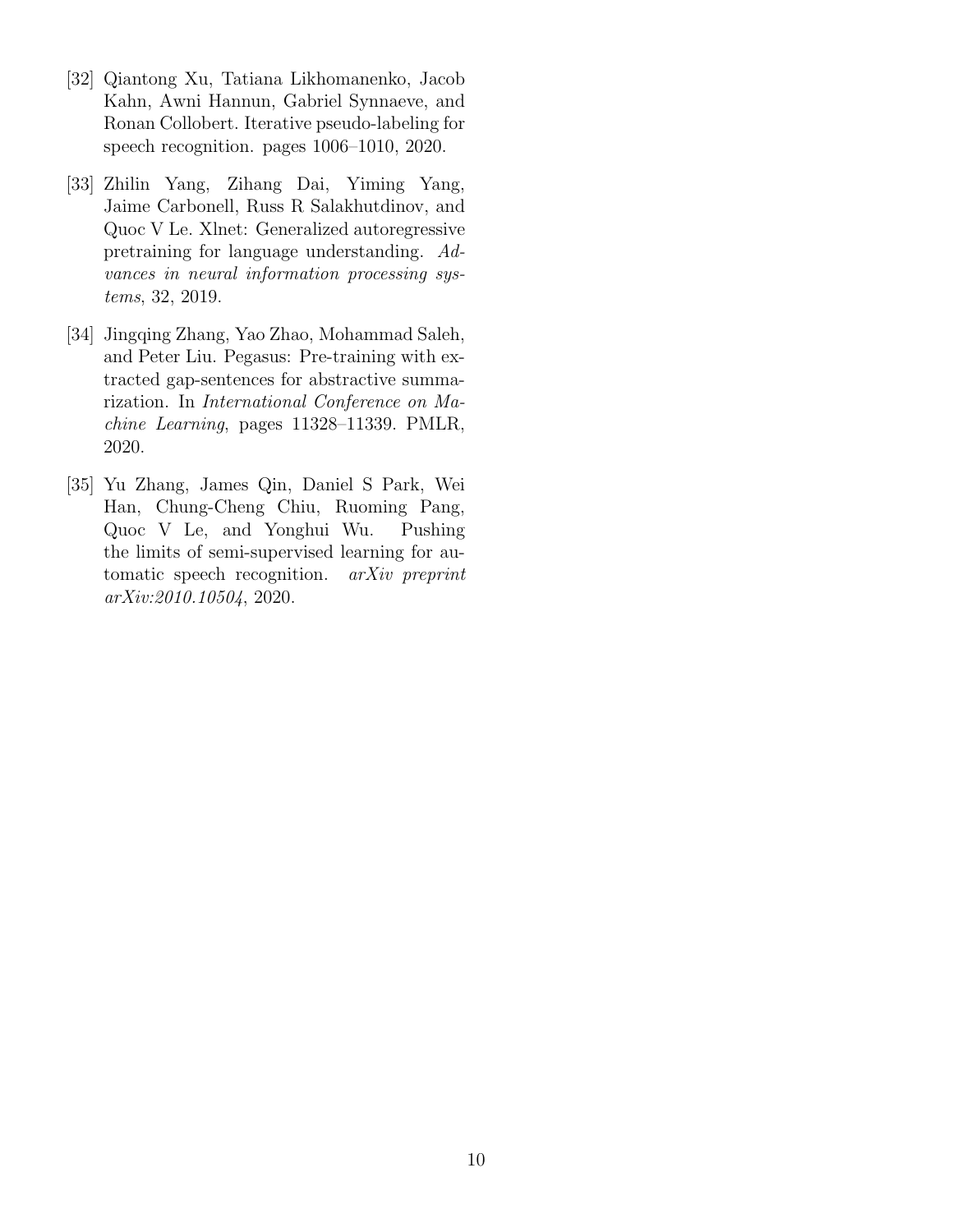[32] Qiantong Xu, Tatiana Likhomanenko, Jacob Kahn, Awni Hannun, Gabriel Synnaeve, and Ronan Collobert. Iterative pseudo-labeling for speech recognition. pages 1006–1010, 2020.

[33] Zhilin Yang, Zihang Dai, Yiming Yang, Jaime Carbonell, Russ R Salakhutdinov, and Quoc V Le. Xlnet: Generalized autoregressive pretraining for language understanding. *Advances in neural information processing systems*, 32, 2019.

[34] Jingqing Zhang, Yao Zhao, Mohammad Saleh, and Peter Liu. Pegasus: Pre-training with extracted gap-sentences for abstractive summarization. In *International Conference on Machine Learning*, pages 11328–11339. PMLR, 2020.

[35] Yu Zhang, James Qin, Daniel S Park, Wei Han, Chung-Cheng Chiu, Ruoming Pang, Quoc V Le, and Yonghui Wu. Pushing the limits of semi-supervised learning for automatic speech recognition. *arXiv preprint arXiv:2010.10504*, 2020.